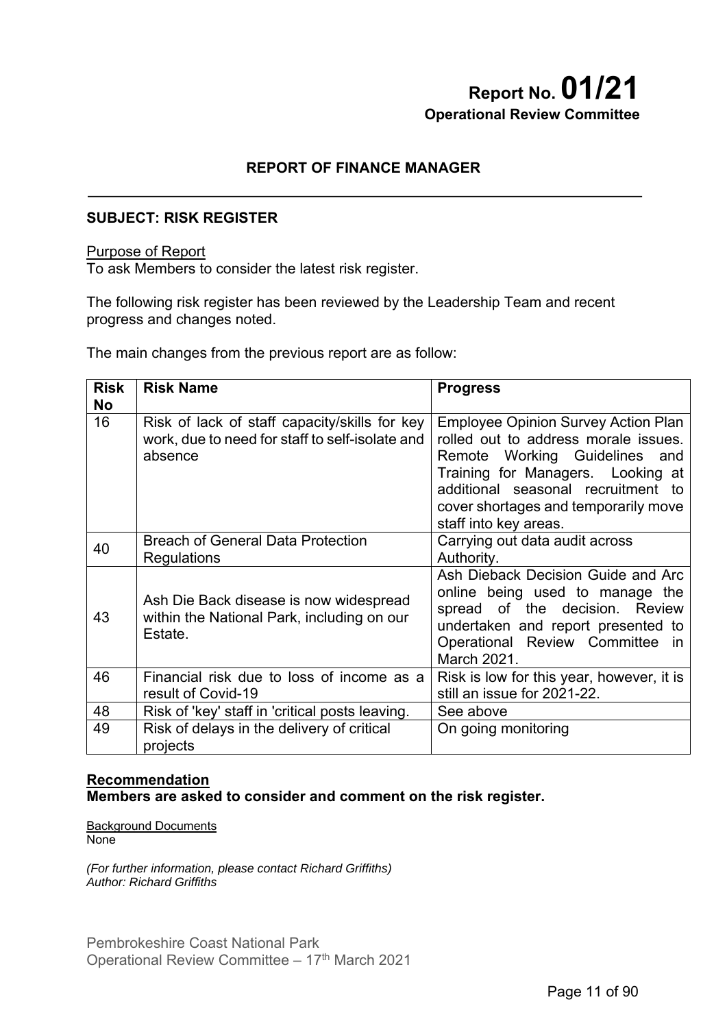# Report No. 01/21
**Operational Review Committee**

## REPORT OF FINANCE MANAGER

**SUBJECT: RISK REGISTER**

Purpose of Report
To ask Members to consider the latest risk register.

The following risk register has been reviewed by the Leadership Team and recent progress and changes noted.

The main changes from the previous report are as follow:

| Risk No | Risk Name | Progress |
|---|---|---|
| 16 | Risk of lack of staff capacity/skills for key work, due to need for staff to self-isolate and absence | Employee Opinion Survey Action Plan rolled out to address morale issues. Remote Working Guidelines and Training for Managers. Looking at additional seasonal recruitment to cover shortages and temporarily move staff into key areas. |
| 40 | Breach of General Data Protection Regulations | Carrying out data audit across Authority. |
| 43 | Ash Die Back disease is now widespread within the National Park, including on our Estate. | Ash Dieback Decision Guide and Arc online being used to manage the spread of the decision. Review undertaken and report presented to Operational Review Committee in March 2021. |
| 46 | Financial risk due to loss of income as a result of Covid-19 | Risk is low for this year, however, it is still an issue for 2021-22. |
| 48 | Risk of 'key' staff in 'critical posts leaving. | See above |
| 49 | Risk of delays in the delivery of critical projects | On going monitoring |

**Recommendation**
**Members are asked to consider and comment on the risk register.**

Background Documents
None

*(For further information, please contact Richard Griffiths)*
*Author: Richard Griffiths*

Pembrokeshire Coast National Park
Operational Review Committee – 17th March 2021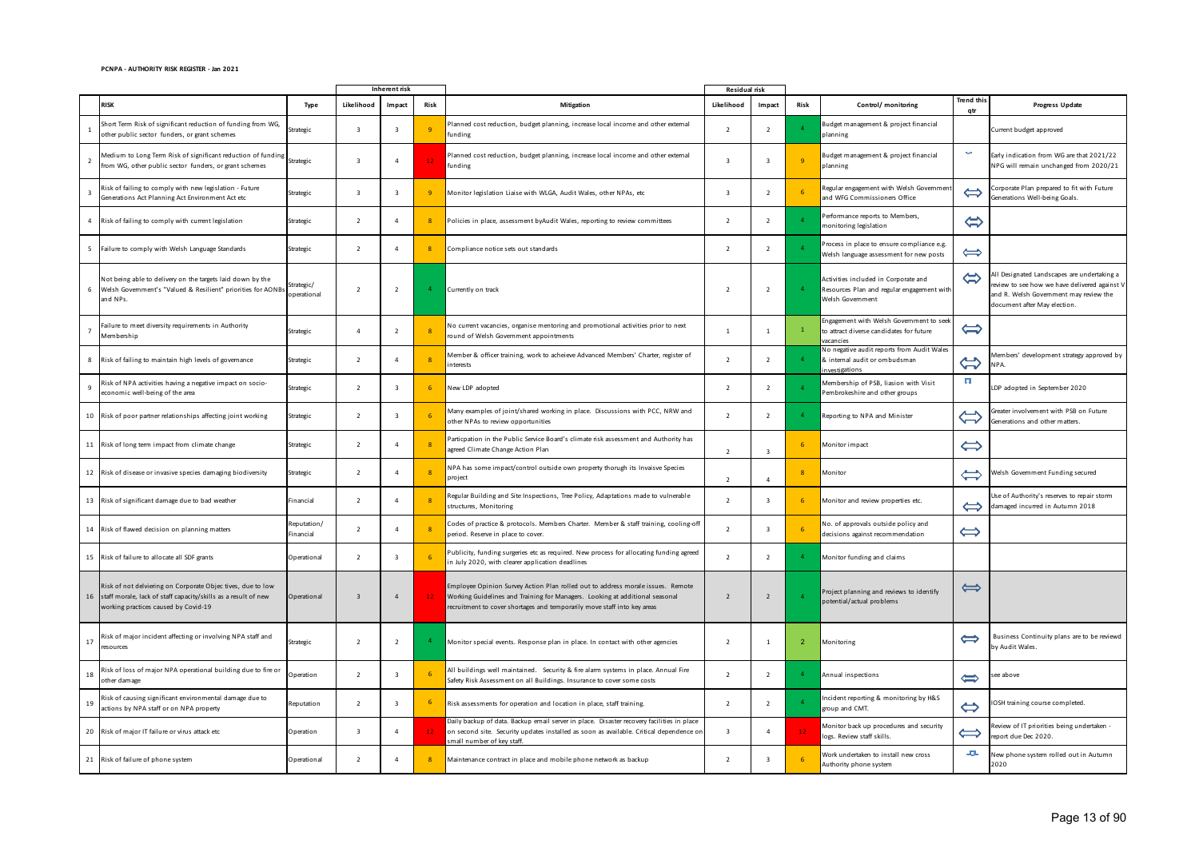**PCNPA - AUTHORITY RISK REGISTER - Jan 2021**

| | RISK | Type | Inherent risk | | | Mitigation | Residual risk | | | Control/ monitoring | Trend this qtr | Progress Update |
|---|---|---|---|---|---|---|---|---|---|---|---|---|
| | | | Likelihood | Impact | Risk | | Likelihood | Impact | Risk | | | |
| 1 | Short Term Risk of significant reduction of funding from WG, other public sector funders, or grant schemes | Strategic | 3 | 3 | 9 | Planned cost reduction, budget planning, increase local income and other external funding | 2 | 2 | 4 | Budget management & project financial planning | | Current budget approved |
| 2 | Medium to Long Term Risk of significant reduction of funding from WG, other public sector funders, or grant schemes | Strategic | 3 | 4 | 12 | Planned cost reduction, budget planning, increase local income and other external funding | 3 | 3 | 9 | Budget management & project financial planning | ↘ | Early indication from WG are that 2021/22 NPG will remain unchanged from 2020/21 |
| 3 | Risk of failing to comply with new legislation - Future Generations Act Planning Act Environment Act etc | Strategic | 3 | 3 | 9 | Monitor legislation Liaise with WLGA, Audit Wales, other NPAs, etc | 3 | 2 | 6 | Regular engagement with Welsh Government and WFG Commissioners Office | ⟺ | Corporate Plan prepared to fit with Future Generations Well-being Goals. |
| 4 | Risk of failing to comply with current legislation | Strategic | 2 | 4 | 8 | Policies in place, assessment byAudit Wales, reporting to review committees | 2 | 2 | 4 | Performance reports to Members, monitoring legislation | ⟺ | |
| 5 | Failure to comply with Welsh Language Standards | Strategic | 2 | 4 | 8 | Compliance notice sets out standards | 2 | 2 | 4 | Process in place to ensure compliance e.g. Welsh language assessment for new posts | ⟺ | |
| 6 | Not being able to delivery on the targets laid down by the Welsh Government's "Valued & Resilient" priorities for AONBs and NPs. | Strategic/ operational | 2 | 2 | 4 | Currently on track | 2 | 2 | 4 | Activities included in Corporate and Resources Plan and regular engagement with Welsh Government | ⟺ | All Designated Landscapes are undertaking a review to see how we have delivered against V and R. Welsh Government may review the document after May election. |
| 7 | Failure to meet diversity requirements in Authority Membership | Strategic | 4 | 2 | 8 | No current vacancies, organise mentoring and promotional activities prior to next round of Welsh Government appointments | 1 | 1 | 1 | Engagement with Welsh Government to seek to attract diverse candidates for future vacancies | ⟺ | |
| 8 | Risk of failing to maintain high levels of governance | Strategic | 2 | 4 | 8 | Member & officer training, work to acheieve Advanced Members' Charter, register of interests | 2 | 2 | 4 | No negative audit reports from Audit Wales & internal audit or ombudsman investigations | ⟺ | Members' development strategy approved by NPA. |
| 9 | Risk of NPA activities having a negative impact on socio-economic well-being of the area | Strategic | 2 | 3 | 6 | New LDP adopted | 2 | 2 | 4 | Membership of PSB, liasion with Visit Pembrokeshire and other groups | ⇩ | LDP adopted in September 2020 |
| 10 | Risk of poor partner relationships affecting joint working | Strategic | 2 | 3 | 6 | Many examples of joint/shared working in place. Discussions with PCC, NRW and other NPAs to review opportunities | 2 | 2 | 4 | Reporting to NPA and Minister | ⟺ | Greater involvement with PSB on Future Generations and other matters. |
| 11 | Risk of long term impact from climate change | Strategic | 2 | 4 | 8 | Particpation in the Public Service Board's climate risk assessment and Authority has agreed Climate Change Action Plan | 2 | 3 | 6 | Monitor impact | ⟺ | |
| 12 | Risk of disease or invasive species damaging biodiversity | Strategic | 2 | 4 | 8 | NPA has some impact/control outside own property thorugh its Invaisve Species project | 2 | 4 | 8 | Monitor | ⟺ | Welsh Government Funding secured |
| 13 | Risk of significant damage due to bad weather | Financial | 2 | 4 | 8 | Regular Building and Site Inspections, Tree Policy, Adaptations made to vulnerable structures, Monitoring | 2 | 3 | 6 | Monitor and review properties etc. | ⟺ | Use of Authority's reserves to repair storm damaged incurred in Autumn 2018 |
| 14 | Risk of flawed decision on planning matters | Reputation/ Financial | 2 | 4 | 8 | Codes of practice & protocols. Members Charter. Member & staff training, cooling-off period. Reserve in place to cover. | 2 | 3 | 6 | No. of approvals outside policy and decisions against recommendation | ⟺ | |
| 15 | Risk of failure to allocate all SDF grants | Operational | 2 | 3 | 6 | Publicity, funding surgeries etc as required. New process for allocating funding agreed in July 2020, with clearer application deadlines | 2 | 2 | 4 | Monitor funding and claims | | |
| 16 | Risk of not delviering on Corporate Objec tives, due to low staff morale, lack of staff capacity/skills as a result of new working practices caused by Covid-19 | Operational | 3 | 4 | 12 | Employee Opinion Survey Action Plan rolled out to address morale issues. Remote Working Guidelines and Training for Managers. Looking at additional seasonal recruitment to cover shortages and temporarily move staff into key areas | 2 | 2 | 4 | Project planning and reviews to identify potential/actual problems | ⟺ | |
| 17 | Risk of major incident affecting or involving NPA staff and resources | Strategic | 2 | 2 | 4 | Monitor special events. Response plan in place. In contact with other agencies | 2 | 1 | 2 | Monitoring | ⟺ | Business Continuity plans are to be reviewd by Audit Wales. |
| 18 | Risk of loss of major NPA operational building due to fire or other damage | Operation | 2 | 3 | 6 | All buildings well maintained. Security & fire alarm systems in place. Annual Fire Safety Risk Assessment on all Buildings. Insurance to cover some costs | 2 | 2 | 4 | Annual inspections | ⟺ | see above |
| 19 | Risk of causing significant environmental damage due to actions by NPA staff or on NPA property | Reputation | 2 | 3 | 6 | Risk assessments for operation and location in place, staff training. | 2 | 2 | 4 | Incident reporting & monitoring by H&S group and CMT. | ⟺ | IOSH training course completed. |
| 20 | Risk of major IT failure or virus attack etc | Operation | 3 | 4 | 12 | Daily backup of data. Backup email server in place. Disaster recovery facilities in place on second site. Security updates installed as soon as available. Critical dependence on small number of key staff. | 3 | 4 | 12 | Monitor back up procedures and security logs. Review staff skills. | ⟺ | Review of IT priorities being undertaken - report due Dec 2020. |
| 21 | Risk of failure of phone system | Operational | 2 | 4 | 8 | Maintenance contract in place and mobile phone network as backup | 2 | 3 | 6 | Work undertaken to install new cross Authority phone system | ⇩ | New phone system rolled out in Autumn 2020 |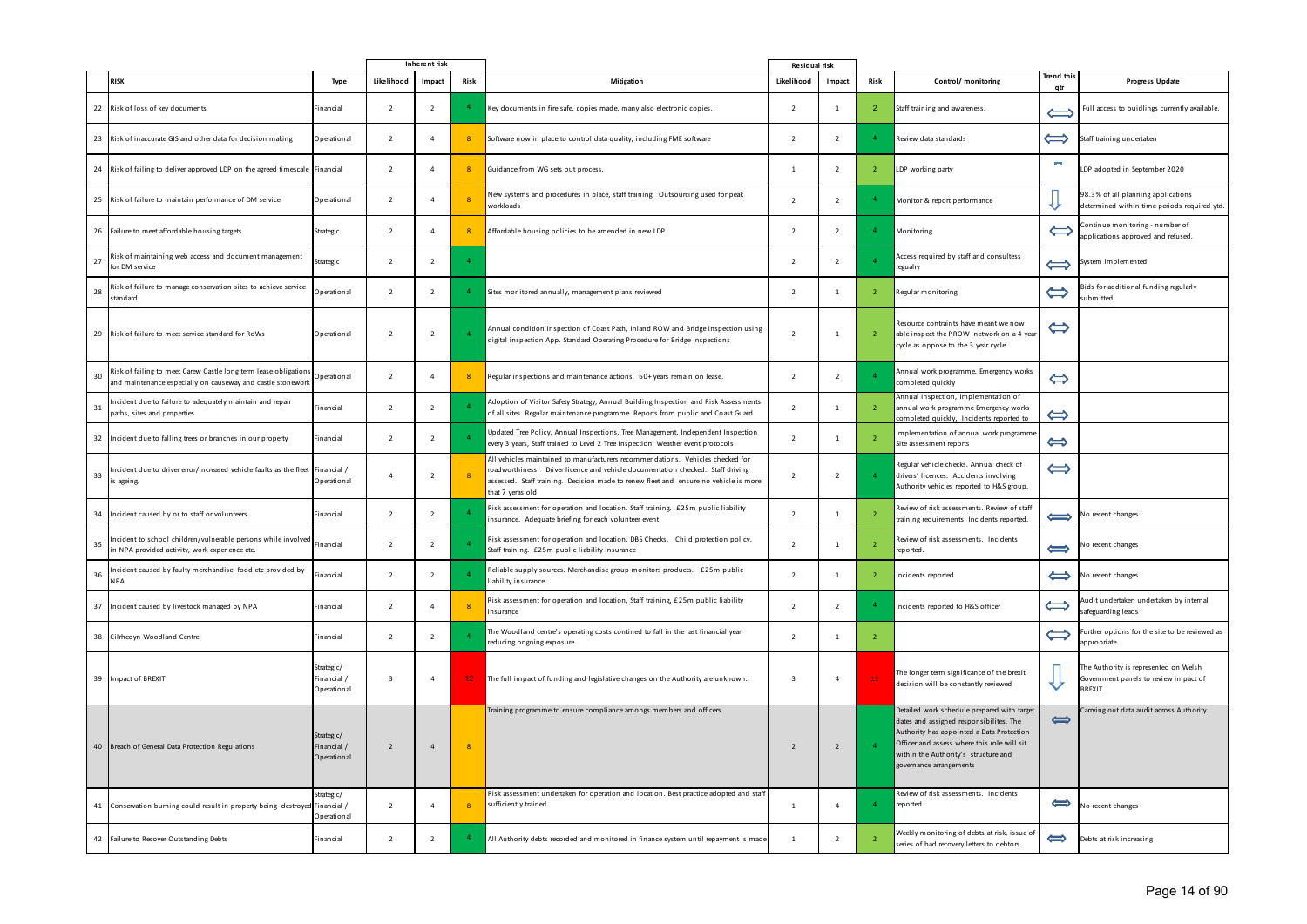| | RISK | Type | Inherent risk | | | Mitigation | Residual risk | | | Control/ monitoring | Trend this qtr | Progress Update |
|---|---|---|---|---|---|---|---|---|---|---|---|---|
| | | | Likelihood | Impact | Risk | | Likelihood | Impact | Risk | | | |
| 22 | Risk of loss of key documents | Financial | 2 | 2 | 4 | Key documents in fire safe, copies made, many also electronic copies. | 2 | 1 | 2 | Staff training and awareness. | ⟺ | Full access to buidlings currently available. |
| 23 | Risk of inaccurate GIS and other data for decision making | Operational | 2 | 4 | 8 | Software now in place to control data quality, including FME software | 2 | 2 | 4 | Review data standards | ⟺ | Staff training undertaken |
| 24 | Risk of failing to deliver approved LDP on the agreed timescale | Financial | 2 | 4 | 8 | Guidance from WG sets out process. | 1 | 2 | 2 | LDP working party | - | LDP adopted in September 2020 |
| 25 | Risk of failure to maintain performance of DM service | Operational | 2 | 4 | 8 | New systems and procedures in place, staff training. Outsourcing used for peak workloads | 2 | 2 | 4 | Monitor & report performance | ⇩ | 98.3% of all planning applications determined within time periods required ytd. |
| 26 | Failure to meet affordable housing targets | Strategic | 2 | 4 | 8 | Affordable housing policies to be amended in new LDP | 2 | 2 | 4 | Monitoring | ⟺ | Continue monitoring - number of applications approved and refused. |
| 27 | Risk of maintaining web access and document management for DM service | Strategic | 2 | 2 | 4 | | 2 | 2 | 4 | Access required by staff and consultess regualry | ⟺ | System implemented |
| 28 | Risk of failure to manage conservation sites to achieve service standard | Operational | 2 | 2 | 4 | Sites monitored annually, management plans reviewed | 2 | 1 | 2 | Regular monitoring | ⟺ | Bids for additional funding regularly submitted. |
| 29 | Risk of failure to meet service standard for RoWs | Operational | 2 | 2 | 4 | Annual condition inspection of Coast Path, Inland ROW and Bridge inspection using digital inspection App. Standard Operating Procedure for Bridge Inspections | 2 | 1 | 2 | Resource contraints have meant we now able inspect the PROW network on a 4 year cycle as oppose to the 3 year cycle. | ⟺ | |
| 30 | Risk of failing to meet Carew Castle long term lease obligations and maintenance especially on causeway and castle stonework | Operational | 2 | 4 | 8 | Regular inspections and maintenance actions. 60+ years remain on lease. | 2 | 2 | 4 | Annual work programme. Emergency works completed quickly | ⟺ | |
| 31 | Incident due to failure to adequately maintain and repair paths, sites and properties | Financial | 2 | 2 | 4 | Adoption of Visitor Safety Strategy, Annual Building Inspection and Risk Assessments of all sites. Regular maintenance programme. Reports from public and Coast Guard | 2 | 1 | 2 | Annual Inspection, Implementation of annual work programme Emergency works completed quickly, Incidents reported to | ⟺ | |
| 32 | Incident due to falling trees or branches in our property | Financial | 2 | 2 | 4 | Updated Tree Policy, Annual Inspections, Tree Management, Independent Inspection every 3 years, Staff trained to Level 2 Tree Inspection, Weather event protocols | 2 | 1 | 2 | Implementation of annual work programme. Site assessment reports | ⟺ | |
| 33 | Incident due to driver error/increased vehicle faults as the fleet is ageing. | Financial / Operational | 4 | 2 | 8 | All vehicles maintained to manufacturers recommendations. Vehicles checked for roadworthiness. Driver licence and vehicle documentation checked. Staff driving assessed. Staff training. Decision made to renew fleet and ensure no vehicle is more that 7 yeras old | 2 | 2 | 4 | Regular vehicle checks. Annual check of drivers' licences. Accidents involving Authority vehicles reported to H&S group. | ⟺ | |
| 34 | Incident caused by or to staff or volunteers | Financial | 2 | 2 | 4 | Risk assessment for operation and location. Staff training. £25m public liability insurance. Adequate briefing for each volunteer event | 2 | 1 | 2 | Review of risk assessments. Review of staff training requirements. Incidents reported. | ⟺ | No recent changes |
| 35 | Incident to school children/vulnerable persons while involved in NPA provided activity, work experience etc. | Financial | 2 | 2 | 4 | Risk assessment for operation and location. DBS Checks. Child protection policy. Staff training. £25m public liability insurance | 2 | 1 | 2 | Review of risk assessments. Incidents reported. | ⟺ | No recent changes |
| 36 | Incident caused by faulty merchandise, food etc provided by NPA | Financial | 2 | 2 | 4 | Reliable supply sources. Merchandise group monitors products. £25m public liability insurance | 2 | 1 | 2 | Incidents reported | ⟺ | No recent changes |
| 37 | Incident caused by livestock managed by NPA | Financial | 2 | 4 | 8 | Risk assessment for operation and location, Staff training, £25m public liability insurance | 2 | 2 | 4 | Incidents reported to H&S officer | ⟺ | Audit undertaken undertaken by internal safeguarding leads |
| 38 | Cilrhedyn Woodland Centre | Financial | 2 | 2 | 4 | The Woodland centre's operating costs contined to fall in the last financial year reducing ongoing exposure | 2 | 1 | 2 | | ⟺ | Further options for the site to be reviewed as appropriate |
| 39 | Impact of BREXIT | Strategic/ Financial / Operational | 3 | 4 | 12 | The full impact of funding and legislative changes on the Authority are unknown. | 3 | 4 | 12 | The longer term significance of the brexit decision will be constantly reviewed | ⇩ | The Authority is represented on Welsh Government panels to review impact of BREXIT. |
| 40 | Breach of General Data Protection Regulations | Strategic/ Financial / Operational | 2 | 4 | 8 | Training programme to ensure compliance amongs members and officers | 2 | 2 | 4 | Detailed work schedule prepared with target dates and assigned responsibilites. The Authority has appointed a Data Protection Officer and assess where this role will sit within the Authority's structure and governance arrangements | ⟺ | Carrying out data audit across Authority. |
| 41 | Conservation burning could result in property being destroyed | Strategic/ Financial / Operational | 2 | 4 | 8 | Risk assessment undertaken for operation and location. Best practice adopted and staff sufficiently trained | 1 | 4 | 4 | Review of risk assessments. Incidents reported. | ⟺ | No recent changes |
| 42 | Failure to Recover Outstanding Debts | Financial | 2 | 2 | 4 | All Authority debts recorded and monitored in finance system until repayment is made | 1 | 2 | 2 | Weekly monitoring of debts at risk, issue of series of bad recovery letters to debtors | ⟺ | Debts at risk increasing |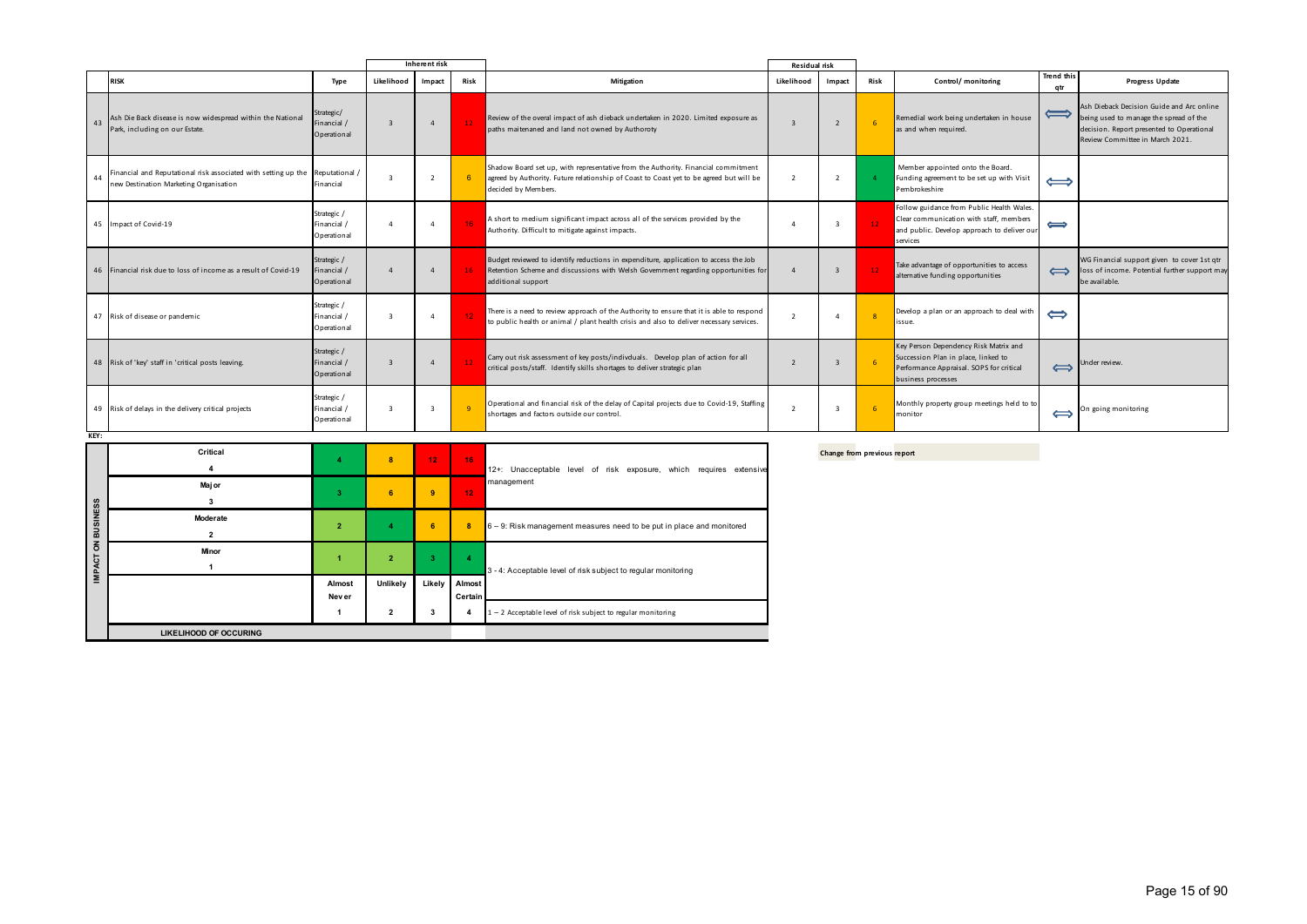| | | | Inherent risk | | | | Residual risk | | | | | |
|---|---|---|---|---|---|---|---|---|---|---|---|---|
| | RISK | Type | Likelihood | Impact | Risk | Mitigation | Likelihood | Impact | Risk | Control/ monitoring | Trend this qtr | Progress Update |
| 43 | Ash Die Back disease is now widespread within the National Park, including on our Estate. | Strategic/ Financial / Operational | 3 | 4 | 12 | Review of the overal impact of ash dieback undertaken in 2020. Limited exposure as paths maitenaned and land not owned by Authoroty | 3 | 2 | 6 | Remedial work being undertaken in house as and when required. | ⟺ | Ash Dieback Decision Guide and Arc online being used to manage the spread of the decision. Report presented to Operational Review Committee in March 2021. |
| 44 | Financial and Reputational risk associated with setting up the new Destination Marketing Organisation | Reputational / Financial | 3 | 2 | 6 | Shadow Board set up, with representative from the Authority. Financial commitment agreed by Authority. Future relationship of Coast to Coast yet to be agreed but will be decided by Members. | 2 | 2 | 4 | Member appointed onto the Board. Funding agreement to be set up with Visit Pembrokeshire | ⟺ | |
| 45 | Impact of Covid-19 | Strategic / Financial / Operational | 4 | 4 | 16 | A short to medium significant impact across all of the services provided by the Authority. Difficult to mitigate against impacts. | 4 | 3 | 12 | Follow guidance from Public Health Wales. Clear communication with staff, members and public. Develop approach to deliver our services | ⟺ | |
| 46 | Financial risk due to loss of income as a result of Covid-19 | Strategic / Financial / Operational | 4 | 4 | 16 | Budget reviewed to identify reductions in expenditure, application to access the Job Retention Scheme and discussions with Welsh Government regarding opportunities for additional support | 4 | 3 | 12 | Take advantage of opportunities to access alternative funding opportunities | ⟺ | WG Financial support given to cover 1st qtr loss of income. Potential further support may be available. |
| 47 | Risk of disease or pandemic | Strategic / Financial / Operational | 3 | 4 | 12 | There is a need to review approach of the Authority to ensure that it is able to respond to public health or animal / plant health crisis and also to deliver necessary services. | 2 | 4 | 8 | Develop a plan or an approach to deal with issue. | ⟺ | |
| 48 | Risk of 'key' staff in 'critical posts leaving. | Strategic / Financial / Operational | 3 | 4 | 12 | Carry out risk assessment of key posts/indivduals. Develop plan of action for all critical posts/staff. Identify skills shortages to deliver strategic plan | 2 | 3 | 6 | Key Person Dependency Risk Matrix and Succession Plan in place, linked to Performance Appraisal. SOPS for critical business processes | ⟺ | Under review. |
| 49 | Risk of delays in the delivery critical projects | Strategic / Financial / Operational | 3 | 3 | 9 | Operational and financial risk of the delay of Capital projects due to Covid-19, Staffing shortages and factors outside our control. | 2 | 3 | 6 | Monthly property group meetings held to to monitor | ⟺ | On going monitoring |

KEY:

| IMPACT ON BUSINESS | | | | | | |
|---|---|---|---|---|---|---|
| | Critical 4 | 4 | 8 | 12 | 16 | 12+: Unacceptable level of risk exposure, which requires extensive management |
| | Major 3 | 3 | 6 | 9 | 12 | |
| | Moderate 2 | 2 | 4 | 6 | 8 | 6 – 9: Risk management measures need to be put in place and monitored |
| | Minor 1 | 1 | 2 | 3 | 4 | 3 - 4: Acceptable level of risk subject to regular monitoring |
| | | Almost Never 1 | Unlikely 2 | Likely 3 | Almost Certain 4 | 1 – 2 Acceptable level of risk subject to regular monitoring |
| | LIKELIHOOD OF OCCURING | | | | | |

Change from previous report